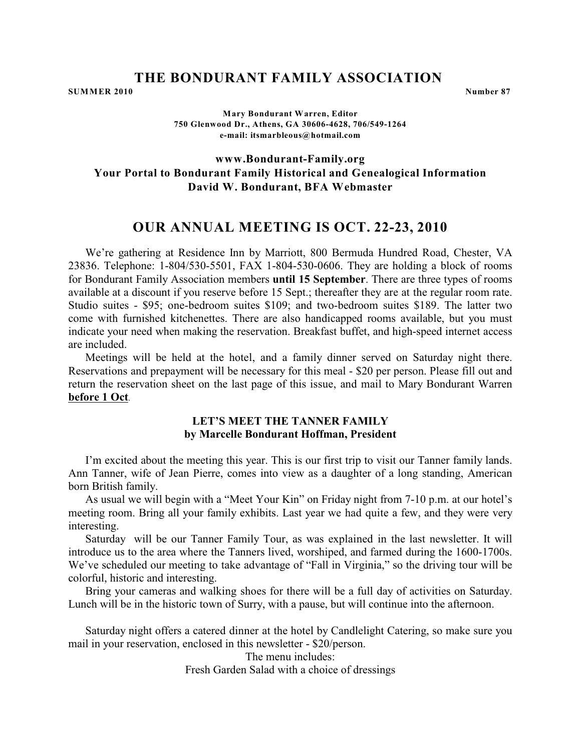# THE BONDURANT FAMILY ASSOCIATION

**SUMMER 2010** **Number 87**

**Mary Bondurant Warren, Editor**
**750 Glenwood Dr., Athens, GA 30606-4628, 706/549-1264**
**e-mail: itsmarbleous@hotmail.com**

**www.Bondurant-Family.org**
**Your Portal to Bondurant Family Historical and Genealogical Information**
**David W. Bondurant, BFA Webmaster**

## OUR ANNUAL MEETING IS OCT. 22-23, 2010

We're gathering at Residence Inn by Marriott, 800 Bermuda Hundred Road, Chester, VA 23836. Telephone: 1-804/530-5501, FAX 1-804-530-0606. They are holding a block of rooms for Bondurant Family Association members **until 15 September**. There are three types of rooms available at a discount if you reserve before 15 Sept.; thereafter they are at the regular room rate. Studio suites - $95; one-bedroom suites $109; and two-bedroom suites $189. The latter two come with furnished kitchenettes. There are also handicapped rooms available, but you must indicate your need when making the reservation. Breakfast buffet, and high-speed internet access are included.

Meetings will be held at the hotel, and a family dinner served on Saturday night there. Reservations and prepayment will be necessary for this meal - $20 per person. Please fill out and return the reservation sheet on the last page of this issue, and mail to Mary Bondurant Warren **before 1 Oct**.

### LET'S MEET THE TANNER FAMILY
**by Marcelle Bondurant Hoffman, President**

I'm excited about the meeting this year. This is our first trip to visit our Tanner family lands. Ann Tanner, wife of Jean Pierre, comes into view as a daughter of a long standing, American born British family.

As usual we will begin with a "Meet Your Kin" on Friday night from 7-10 p.m. at our hotel's meeting room. Bring all your family exhibits. Last year we had quite a few, and they were very interesting.

Saturday will be our Tanner Family Tour, as was explained in the last newsletter. It will introduce us to the area where the Tanners lived, worshiped, and farmed during the 1600-1700s. We've scheduled our meeting to take advantage of "Fall in Virginia," so the driving tour will be colorful, historic and interesting.

Bring your cameras and walking shoes for there will be a full day of activities on Saturday. Lunch will be in the historic town of Surry, with a pause, but will continue into the afternoon.

Saturday night offers a catered dinner at the hotel by Candlelight Catering, so make sure you mail in your reservation, enclosed in this newsletter - $20/person.

The menu includes:
Fresh Garden Salad with a choice of dressings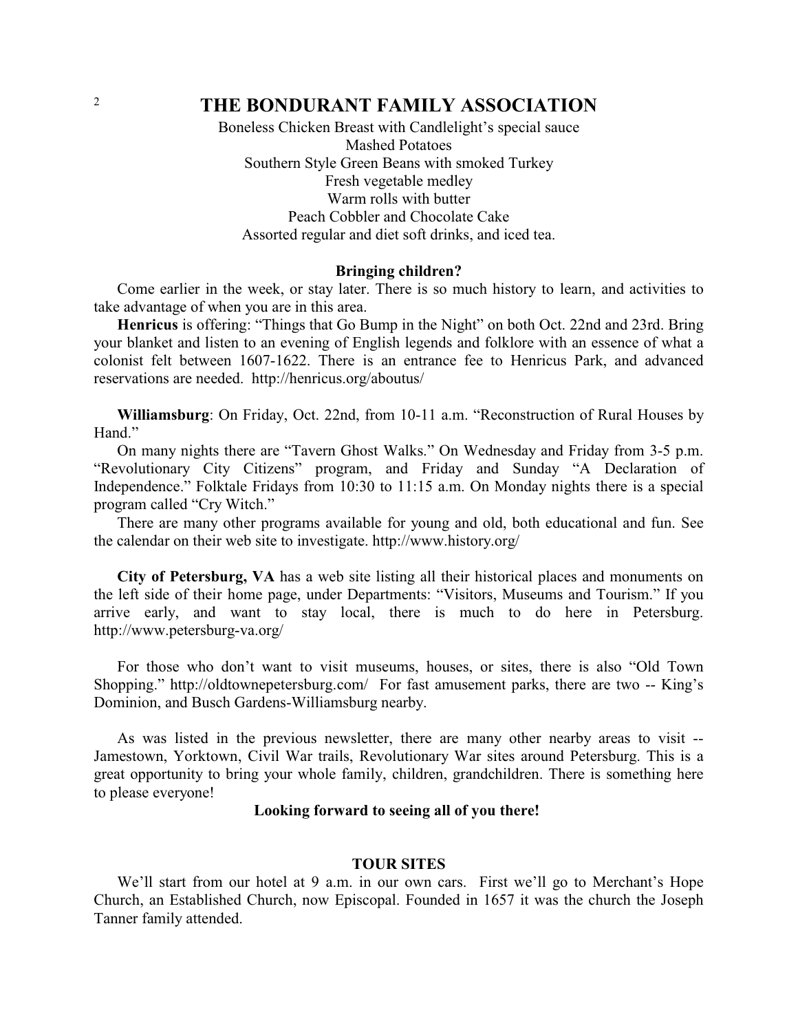# THE BONDURANT FAMILY ASSOCIATION

Boneless Chicken Breast with Candlelight's special sauce
Mashed Potatoes
Southern Style Green Beans with smoked Turkey
Fresh vegetable medley
Warm rolls with butter
Peach Cobbler and Chocolate Cake
Assorted regular and diet soft drinks, and iced tea.

**Bringing children?**

Come earlier in the week, or stay later. There is so much history to learn, and activities to take advantage of when you are in this area.

**Henricus** is offering: "Things that Go Bump in the Night" on both Oct. 22nd and 23rd. Bring your blanket and listen to an evening of English legends and folklore with an essence of what a colonist felt between 1607-1622. There is an entrance fee to Henricus Park, and advanced reservations are needed. http://henricus.org/aboutus/

**Williamsburg**: On Friday, Oct. 22nd, from 10-11 a.m. "Reconstruction of Rural Houses by Hand."

On many nights there are "Tavern Ghost Walks." On Wednesday and Friday from 3-5 p.m. "Revolutionary City Citizens" program, and Friday and Sunday "A Declaration of Independence." Folktale Fridays from 10:30 to 11:15 a.m. On Monday nights there is a special program called "Cry Witch."

There are many other programs available for young and old, both educational and fun. See the calendar on their web site to investigate. http://www.history.org/

**City of Petersburg, VA** has a web site listing all their historical places and monuments on the left side of their home page, under Departments: "Visitors, Museums and Tourism." If you arrive early, and want to stay local, there is much to do here in Petersburg. http://www.petersburg-va.org/

For those who don't want to visit museums, houses, or sites, there is also "Old Town Shopping." http://oldtownepetersburg.com/ For fast amusement parks, there are two -- King's Dominion, and Busch Gardens-Williamsburg nearby.

As was listed in the previous newsletter, there are many other nearby areas to visit -- Jamestown, Yorktown, Civil War trails, Revolutionary War sites around Petersburg. This is a great opportunity to bring your whole family, children, grandchildren. There is something here to please everyone!

**Looking forward to seeing all of you there!**

## TOUR SITES

We'll start from our hotel at 9 a.m. in our own cars. First we'll go to Merchant's Hope Church, an Established Church, now Episcopal. Founded in 1657 it was the church the Joseph Tanner family attended.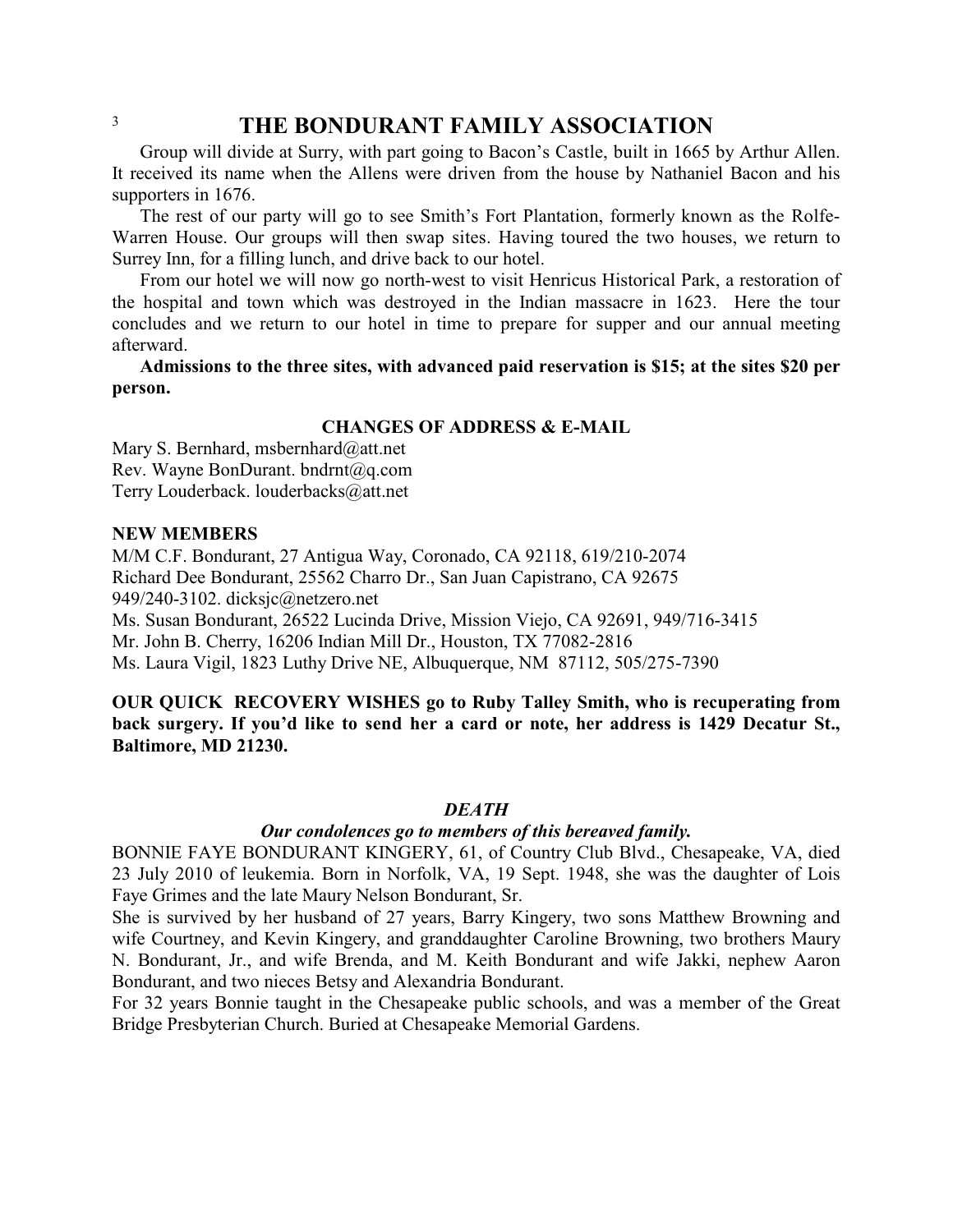# THE BONDURANT FAMILY ASSOCIATION

Group will divide at Surry, with part going to Bacon's Castle, built in 1665 by Arthur Allen. It received its name when the Allens were driven from the house by Nathaniel Bacon and his supporters in 1676.

The rest of our party will go to see Smith's Fort Plantation, formerly known as the Rolfe-Warren House. Our groups will then swap sites. Having toured the two houses, we return to Surrey Inn, for a filling lunch, and drive back to our hotel.

From our hotel we will now go north-west to visit Henricus Historical Park, a restoration of the hospital and town which was destroyed in the Indian massacre in 1623. Here the tour concludes and we return to our hotel in time to prepare for supper and our annual meeting afterward.

**Admissions to the three sites, with advanced paid reservation is $15; at the sites $20 per person.**

### CHANGES OF ADDRESS & E-MAIL

Mary S. Bernhard, msbernhard@att.net
Rev. Wayne BonDurant. bndrnt@q.com
Terry Louderback. louderbacks@att.net

### NEW MEMBERS

M/M C.F. Bondurant, 27 Antigua Way, Coronado, CA 92118, 619/210-2074
Richard Dee Bondurant, 25562 Charro Dr., San Juan Capistrano, CA 92675
949/240-3102. dicksjc@netzero.net
Ms. Susan Bondurant, 26522 Lucinda Drive, Mission Viejo, CA 92691, 949/716-3415
Mr. John B. Cherry, 16206 Indian Mill Dr., Houston, TX 77082-2816
Ms. Laura Vigil, 1823 Luthy Drive NE, Albuquerque, NM 87112, 505/275-7390

**OUR QUICK RECOVERY WISHES go to Ruby Talley Smith, who is recuperating from back surgery. If you'd like to send her a card or note, her address is 1429 Decatur St., Baltimore, MD 21230.**

### *DEATH*

***Our condolences go to members of this bereaved family.***

BONNIE FAYE BONDURANT KINGERY, 61, of Country Club Blvd., Chesapeake, VA, died 23 July 2010 of leukemia. Born in Norfolk, VA, 19 Sept. 1948, she was the daughter of Lois Faye Grimes and the late Maury Nelson Bondurant, Sr.

She is survived by her husband of 27 years, Barry Kingery, two sons Matthew Browning and wife Courtney, and Kevin Kingery, and granddaughter Caroline Browning, two brothers Maury N. Bondurant, Jr., and wife Brenda, and M. Keith Bondurant and wife Jakki, nephew Aaron Bondurant, and two nieces Betsy and Alexandria Bondurant.

For 32 years Bonnie taught in the Chesapeake public schools, and was a member of the Great Bridge Presbyterian Church. Buried at Chesapeake Memorial Gardens.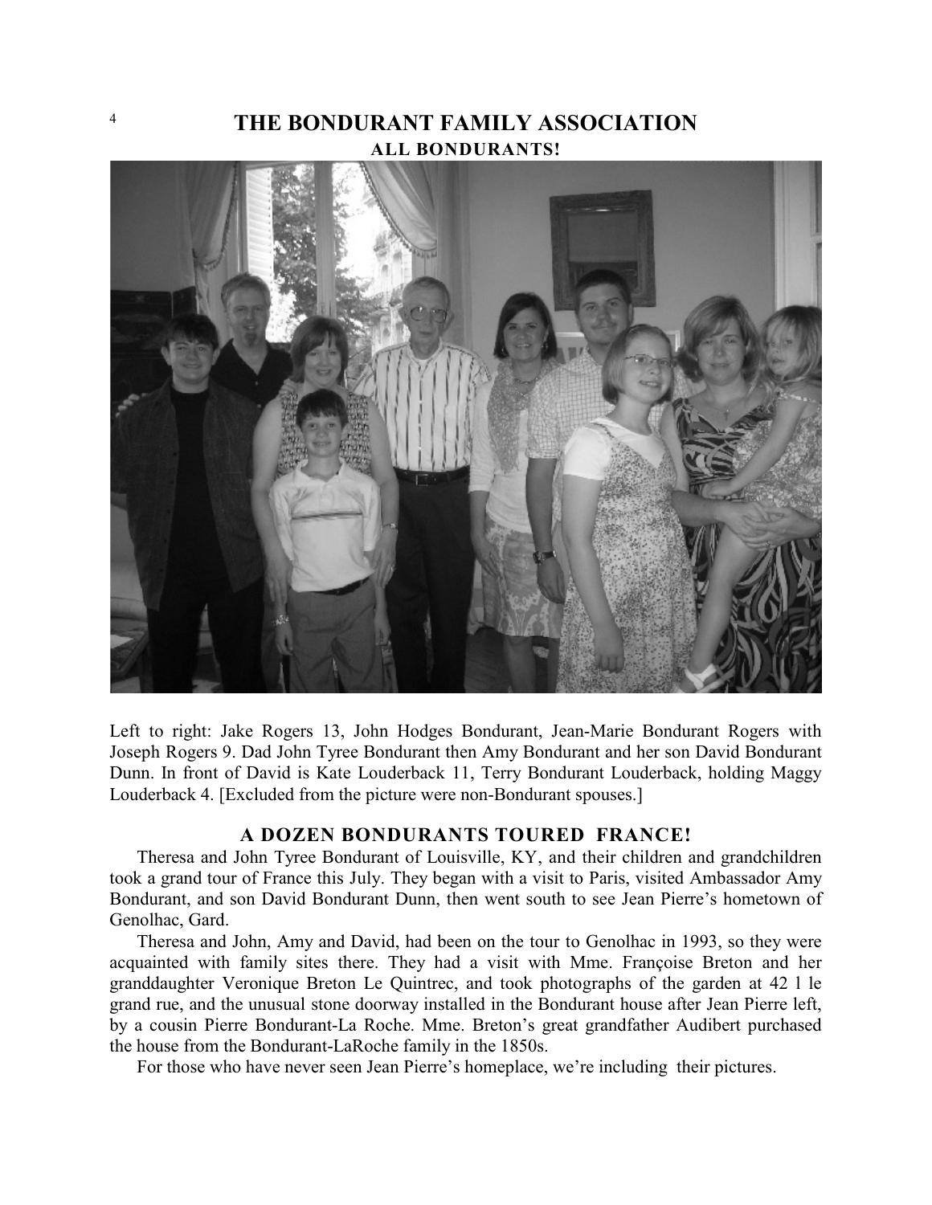# THE BONDURANT FAMILY ASSOCIATION

## ALL BONDURANTS!

Left to right: Jake Rogers 13, John Hodges Bondurant, Jean-Marie Bondurant Rogers with Joseph Rogers 9. Dad John Tyree Bondurant then Amy Bondurant and her son David Bondurant Dunn. In front of David is Kate Louderback 11, Terry Bondurant Louderback, holding Maggy Louderback 4. [Excluded from the picture were non-Bondurant spouses.]

## A DOZEN BONDURANTS TOURED FRANCE!

Theresa and John Tyree Bondurant of Louisville, KY, and their children and grandchildren took a grand tour of France this July. They began with a visit to Paris, visited Ambassador Amy Bondurant, and son David Bondurant Dunn, then went south to see Jean Pierre's hometown of Genolhac, Gard.

Theresa and John, Amy and David, had been on the tour to Genolhac in 1993, so they were acquainted with family sites there. They had a visit with Mme. Françoise Breton and her granddaughter Veronique Breton Le Quintrec, and took photographs of the garden at 42 l le grand rue, and the unusual stone doorway installed in the Bondurant house after Jean Pierre left, by a cousin Pierre Bondurant-La Roche. Mme. Breton's great grandfather Audibert purchased the house from the Bondurant-LaRoche family in the 1850s.

For those who have never seen Jean Pierre's homeplace, we're including their pictures.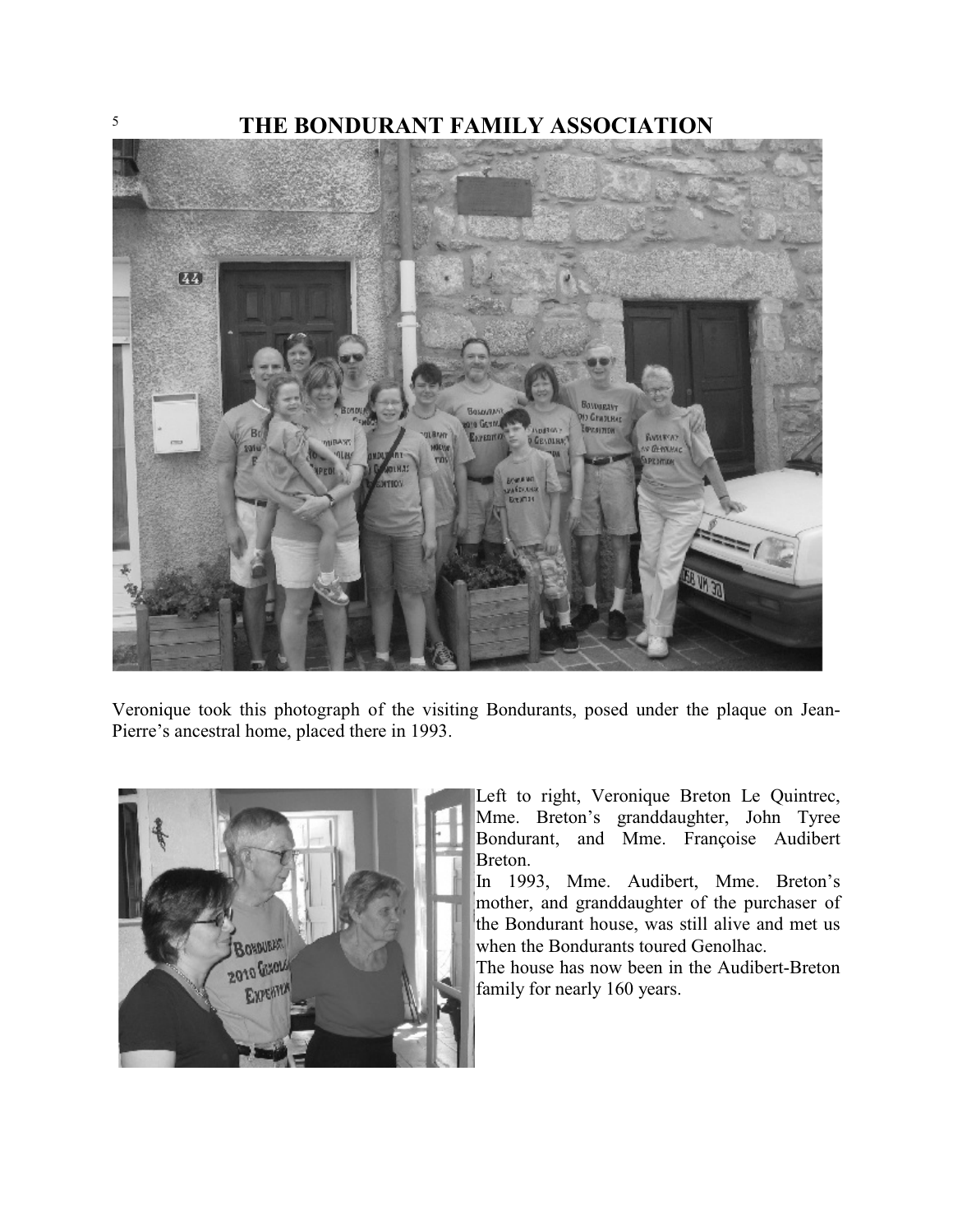# THE BONDURANT FAMILY ASSOCIATION

Veronique took this photograph of the visiting Bondurants, posed under the plaque on Jean-Pierre's ancestral home, placed there in 1993.

Left to right, Veronique Breton Le Quintrec, Mme. Breton's granddaughter, John Tyree Bondurant, and Mme. Françoise Audibert Breton.

In 1993, Mme. Audibert, Mme. Breton's mother, and granddaughter of the purchaser of the Bondurant house, was still alive and met us when the Bondurants toured Genolhac.

The house has now been in the Audibert-Breton family for nearly 160 years.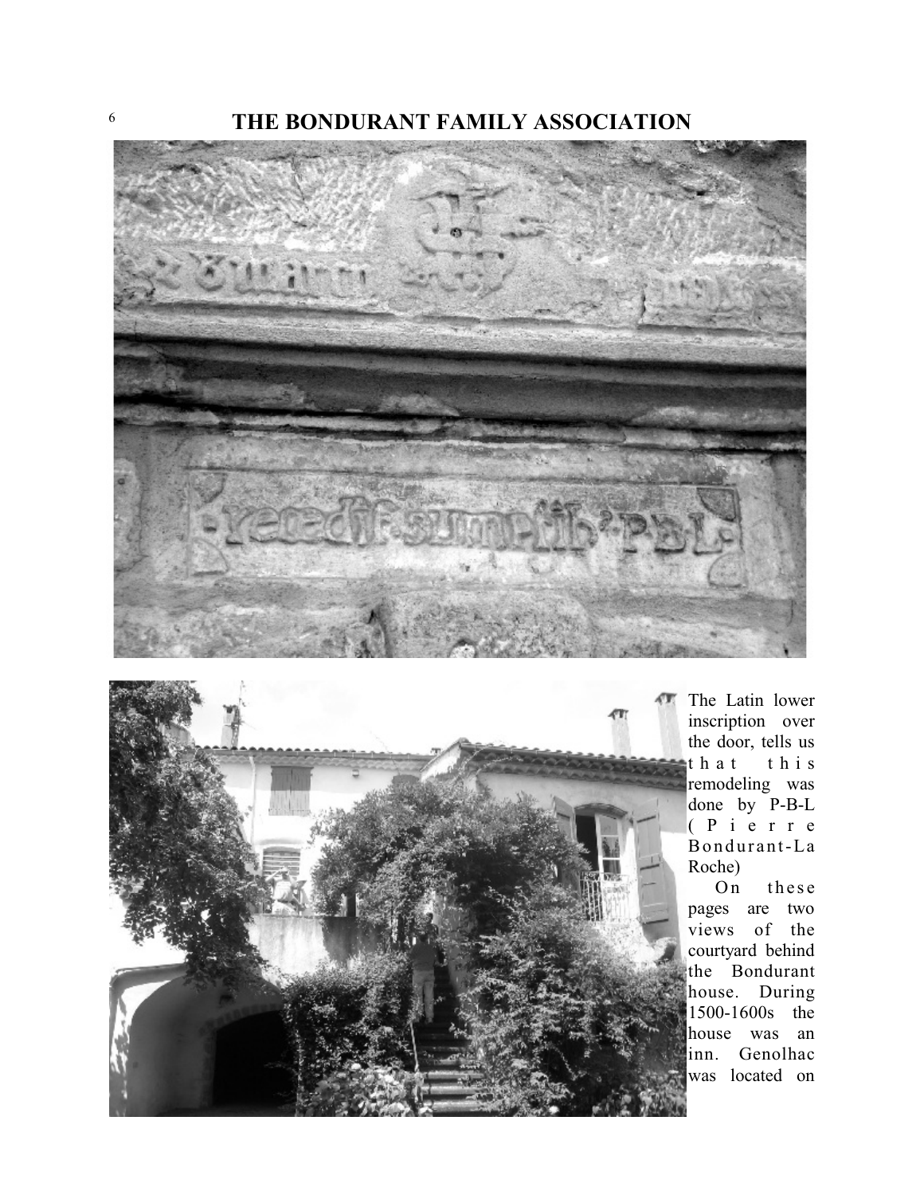The Latin lower inscription over the door, tells us that this remodeling was done by P-B-L (Pierre Bondurant-La Roche)

On these pages are two views of the courtyard behind the Bondurant house. During 1500-1600s the house was an inn. Genolhac was located on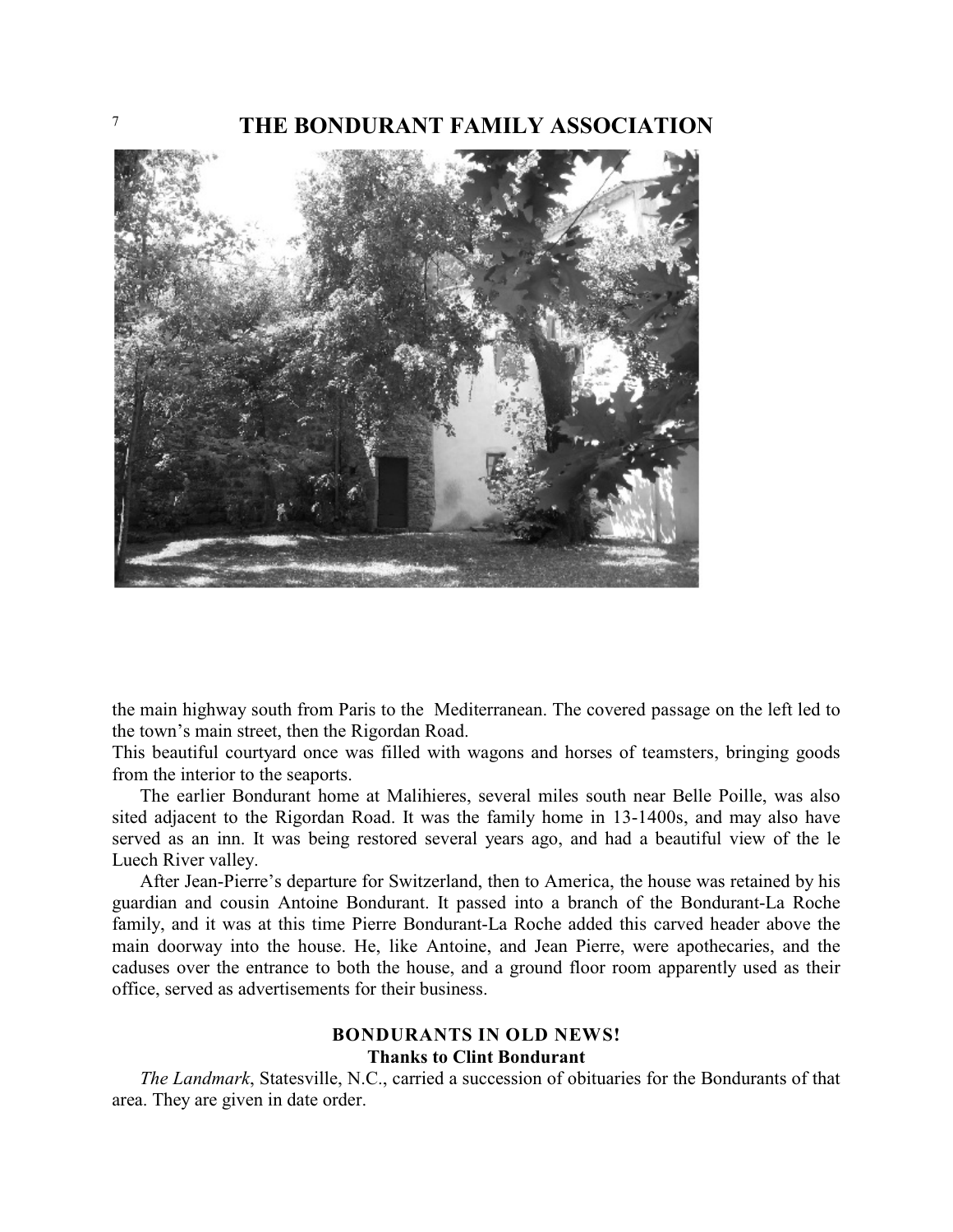the main highway south from Paris to the Mediterranean. The covered passage on the left led to the town's main street, then the Rigordan Road.

This beautiful courtyard once was filled with wagons and horses of teamsters, bringing goods from the interior to the seaports.

The earlier Bondurant home at Malihieres, several miles south near Belle Poille, was also sited adjacent to the Rigordan Road. It was the family home in 13-1400s, and may also have served as an inn. It was being restored several years ago, and had a beautiful view of the le Luech River valley.

After Jean-Pierre's departure for Switzerland, then to America, the house was retained by his guardian and cousin Antoine Bondurant. It passed into a branch of the Bondurant-La Roche family, and it was at this time Pierre Bondurant-La Roche added this carved header above the main doorway into the house. He, like Antoine, and Jean Pierre, were apothecaries, and the caduses over the entrance to both the house, and a ground floor room apparently used as their office, served as advertisements for their business.

## BONDURANTS IN OLD NEWS!

**Thanks to Clint Bondurant**

*The Landmark*, Statesville, N.C., carried a succession of obituaries for the Bondurants of that area. They are given in date order.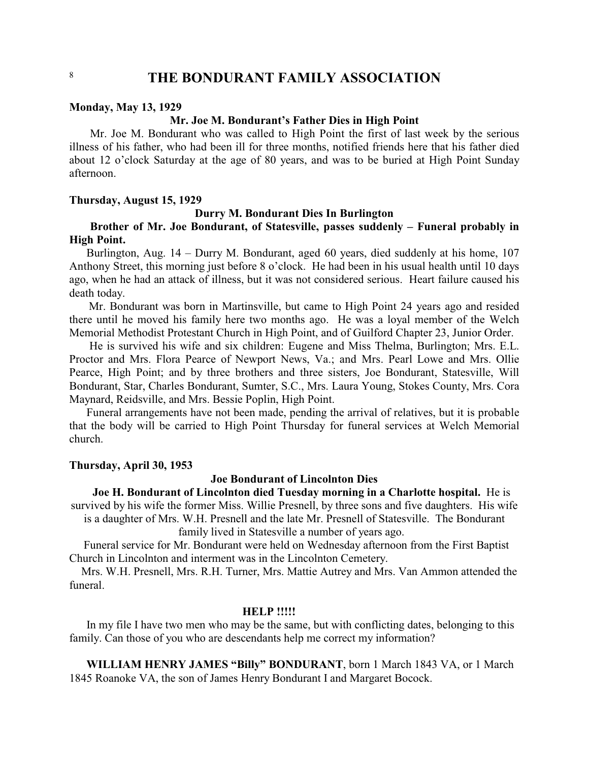# THE BONDURANT FAMILY ASSOCIATION

**Monday, May 13, 1929**

**Mr. Joe M. Bondurant's Father Dies in High Point**

Mr. Joe M. Bondurant who was called to High Point the first of last week by the serious illness of his father, who had been ill for three months, notified friends here that his father died about 12 o'clock Saturday at the age of 80 years, and was to be buried at High Point Sunday afternoon.

**Thursday, August 15, 1929**

**Durry M. Bondurant Dies In Burlington**

**Brother of Mr. Joe Bondurant, of Statesville, passes suddenly – Funeral probably in High Point.**

Burlington, Aug. 14 – Durry M. Bondurant, aged 60 years, died suddenly at his home, 107 Anthony Street, this morning just before 8 o'clock. He had been in his usual health until 10 days ago, when he had an attack of illness, but it was not considered serious. Heart failure caused his death today.

Mr. Bondurant was born in Martinsville, but came to High Point 24 years ago and resided there until he moved his family here two months ago. He was a loyal member of the Welch Memorial Methodist Protestant Church in High Point, and of Guilford Chapter 23, Junior Order.

He is survived his wife and six children: Eugene and Miss Thelma, Burlington; Mrs. E.L. Proctor and Mrs. Flora Pearce of Newport News, Va.; and Mrs. Pearl Lowe and Mrs. Ollie Pearce, High Point; and by three brothers and three sisters, Joe Bondurant, Statesville, Will Bondurant, Star, Charles Bondurant, Sumter, S.C., Mrs. Laura Young, Stokes County, Mrs. Cora Maynard, Reidsville, and Mrs. Bessie Poplin, High Point.

Funeral arrangements have not been made, pending the arrival of relatives, but it is probable that the body will be carried to High Point Thursday for funeral services at Welch Memorial church.

**Thursday, April 30, 1953**

**Joe Bondurant of Lincolnton Dies**

**Joe H. Bondurant of Lincolnton died Tuesday morning in a Charlotte hospital.** He is survived by his wife the former Miss. Willie Presnell, by three sons and five daughters. His wife is a daughter of Mrs. W.H. Presnell and the late Mr. Presnell of Statesville. The Bondurant family lived in Statesville a number of years ago.

Funeral service for Mr. Bondurant were held on Wednesday afternoon from the First Baptist Church in Lincolnton and interment was in the Lincolnton Cemetery.

Mrs. W.H. Presnell, Mrs. R.H. Turner, Mrs. Mattie Autrey and Mrs. Van Ammon attended the funeral.

**HELP !!!!!**

In my file I have two men who may be the same, but with conflicting dates, belonging to this family. Can those of you who are descendants help me correct my information?

**WILLIAM HENRY JAMES "Billy" BONDURANT**, born 1 March 1843 VA, or 1 March 1845 Roanoke VA, the son of James Henry Bondurant I and Margaret Bocock.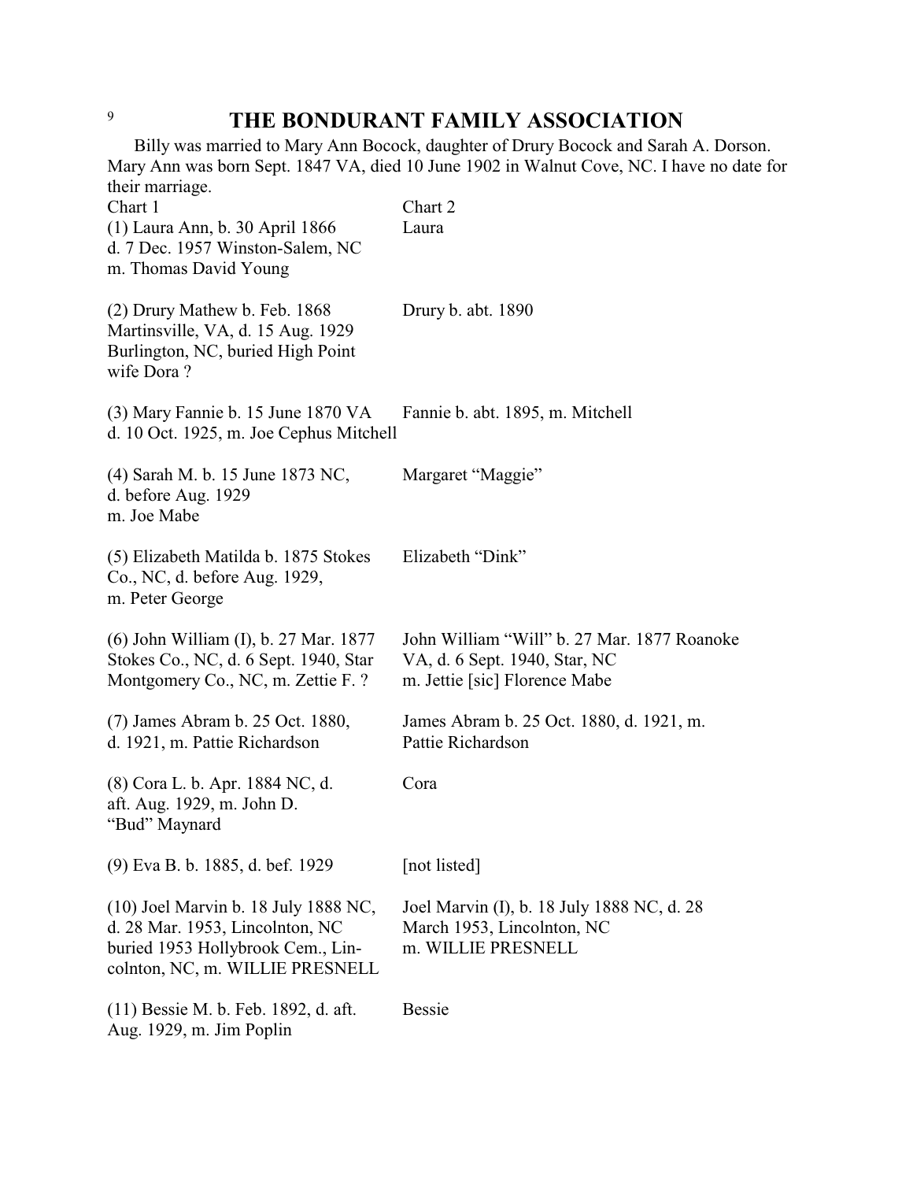# THE BONDURANT FAMILY ASSOCIATION

Billy was married to Mary Ann Bocock, daughter of Drury Bocock and Sarah A. Dorson. Mary Ann was born Sept. 1847 VA, died 10 June 1902 in Walnut Cove, NC. I have no date for their marriage.

| Chart 1 | Chart 2 |
| --- | --- |
| (1) Laura Ann, b. 30 April 1866 d. 7 Dec. 1957 Winston-Salem, NC m. Thomas David Young | Laura |
| (2) Drury Mathew b. Feb. 1868 Martinsville, VA, d. 15 Aug. 1929 Burlington, NC, buried High Point wife Dora ? | Drury b. abt. 1890 |
| (3) Mary Fannie b. 15 June 1870 VA d. 10 Oct. 1925, m. Joe Cephus Mitchell | Fannie b. abt. 1895, m. Mitchell |
| (4) Sarah M. b. 15 June 1873 NC, d. before Aug. 1929 m. Joe Mabe | Margaret "Maggie" |
| (5) Elizabeth Matilda b. 1875 Stokes Co., NC, d. before Aug. 1929, m. Peter George | Elizabeth "Dink" |
| (6) John William (I), b. 27 Mar. 1877 Stokes Co., NC, d. 6 Sept. 1940, Star Montgomery Co., NC, m. Zettie F. ? | John William "Will" b. 27 Mar. 1877 Roanoke VA, d. 6 Sept. 1940, Star, NC m. Jettie [sic] Florence Mabe |
| (7) James Abram b. 25 Oct. 1880, d. 1921, m. Pattie Richardson | James Abram b. 25 Oct. 1880, d. 1921, m. Pattie Richardson |
| (8) Cora L. b. Apr. 1884 NC, d. aft. Aug. 1929, m. John D. "Bud" Maynard | Cora |
| (9) Eva B. b. 1885, d. bef. 1929 | [not listed] |
| (10) Joel Marvin b. 18 July 1888 NC, d. 28 Mar. 1953, Lincolnton, NC buried 1953 Hollybrook Cem., Lincolnton, NC, m. WILLIE PRESNELL | Joel Marvin (I), b. 18 July 1888 NC, d. 28 March 1953, Lincolnton, NC m. WILLIE PRESNELL |
| (11) Bessie M. b. Feb. 1892, d. aft. Aug. 1929, m. Jim Poplin | Bessie |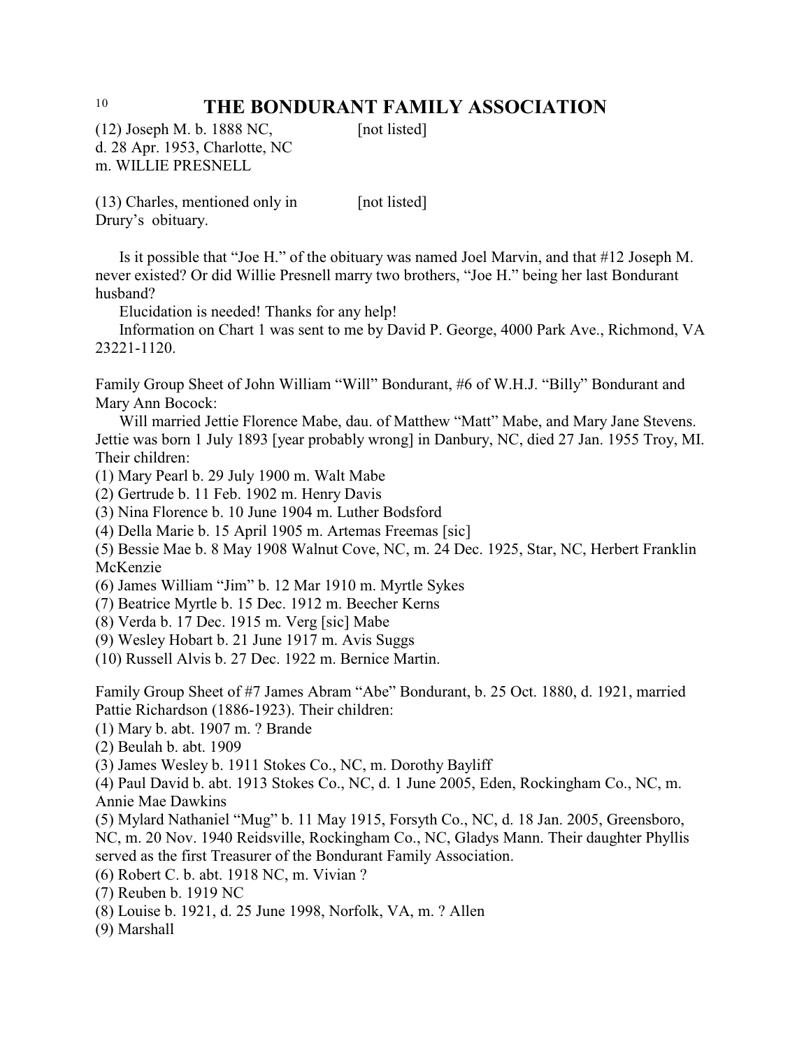(12) Joseph M. b. 1888 NC, d. 28 Apr. 1953, Charlotte, NC m. WILLIE PRESNELL — [not listed]

(13) Charles, mentioned only in Drury's obituary. — [not listed]

Is it possible that "Joe H." of the obituary was named Joel Marvin, and that #12 Joseph M. never existed? Or did Willie Presnell marry two brothers, "Joe H." being her last Bondurant husband?

Elucidation is needed! Thanks for any help!

Information on Chart 1 was sent to me by David P. George, 4000 Park Ave., Richmond, VA 23221-1120.

Family Group Sheet of John William "Will" Bondurant, #6 of W.H.J. "Billy" Bondurant and Mary Ann Bocock:

Will married Jettie Florence Mabe, dau. of Matthew "Matt" Mabe, and Mary Jane Stevens. Jettie was born 1 July 1893 [year probably wrong] in Danbury, NC, died 27 Jan. 1955 Troy, MI. Their children:

(1) Mary Pearl b. 29 July 1900 m. Walt Mabe
(2) Gertrude b. 11 Feb. 1902 m. Henry Davis
(3) Nina Florence b. 10 June 1904 m. Luther Bodsford
(4) Della Marie b. 15 April 1905 m. Artemas Freemas [sic]
(5) Bessie Mae b. 8 May 1908 Walnut Cove, NC, m. 24 Dec. 1925, Star, NC, Herbert Franklin McKenzie
(6) James William "Jim" b. 12 Mar 1910 m. Myrtle Sykes
(7) Beatrice Myrtle b. 15 Dec. 1912 m. Beecher Kerns
(8) Verda b. 17 Dec. 1915 m. Verg [sic] Mabe
(9) Wesley Hobart b. 21 June 1917 m. Avis Suggs
(10) Russell Alvis b. 27 Dec. 1922 m. Bernice Martin.

Family Group Sheet of #7 James Abram "Abe" Bondurant, b. 25 Oct. 1880, d. 1921, married Pattie Richardson (1886-1923). Their children:

(1) Mary b. abt. 1907 m. ? Brande
(2) Beulah b. abt. 1909
(3) James Wesley b. 1911 Stokes Co., NC, m. Dorothy Bayliff
(4) Paul David b. abt. 1913 Stokes Co., NC, d. 1 June 2005, Eden, Rockingham Co., NC, m. Annie Mae Dawkins
(5) Mylard Nathaniel "Mug" b. 11 May 1915, Forsyth Co., NC, d. 18 Jan. 2005, Greensboro, NC, m. 20 Nov. 1940 Reidsville, Rockingham Co., NC, Gladys Mann. Their daughter Phyllis served as the first Treasurer of the Bondurant Family Association.
(6) Robert C. b. abt. 1918 NC, m. Vivian ?
(7) Reuben b. 1919 NC
(8) Louise b. 1921, d. 25 June 1998, Norfolk, VA, m. ? Allen
(9) Marshall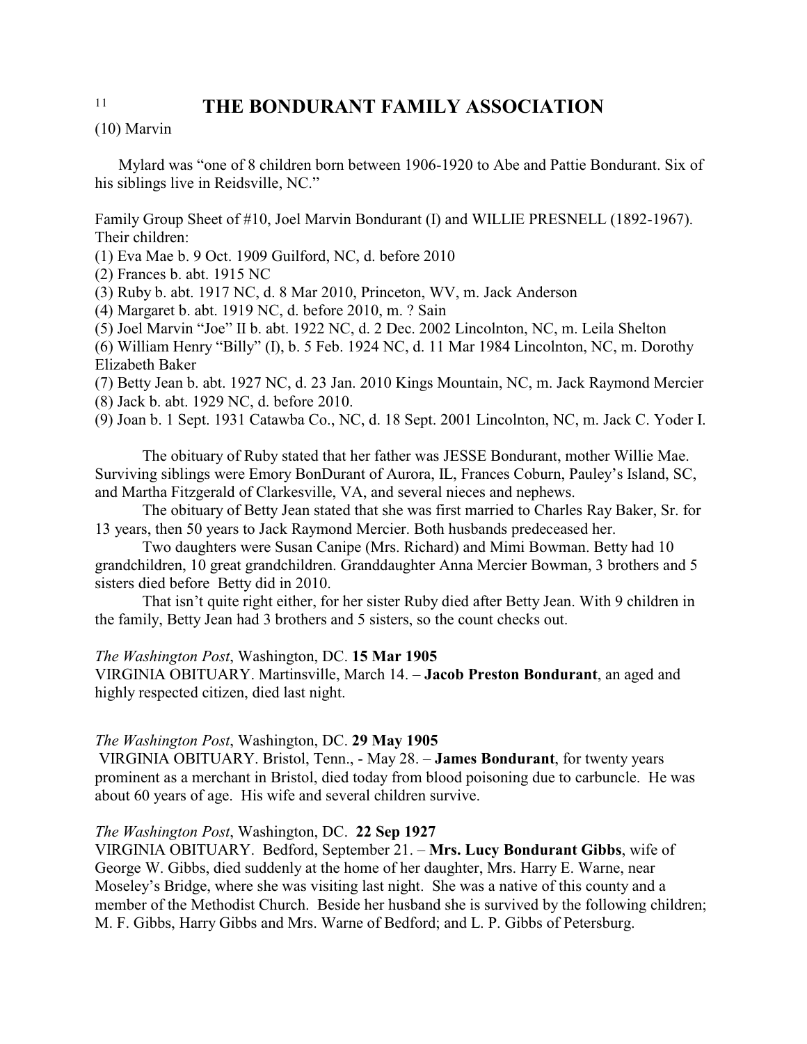# THE BONDURANT FAMILY ASSOCIATION

(10) Marvin

Mylard was "one of 8 children born between 1906-1920 to Abe and Pattie Bondurant. Six of his siblings live in Reidsville, NC."

Family Group Sheet of #10, Joel Marvin Bondurant (I) and WILLIE PRESNELL (1892-1967). Their children:
(1) Eva Mae b. 9 Oct. 1909 Guilford, NC, d. before 2010
(2) Frances b. abt. 1915 NC
(3) Ruby b. abt. 1917 NC, d. 8 Mar 2010, Princeton, WV, m. Jack Anderson
(4) Margaret b. abt. 1919 NC, d. before 2010, m. ? Sain
(5) Joel Marvin "Joe" II b. abt. 1922 NC, d. 2 Dec. 2002 Lincolnton, NC, m. Leila Shelton
(6) William Henry "Billy" (I), b. 5 Feb. 1924 NC, d. 11 Mar 1984 Lincolnton, NC, m. Dorothy Elizabeth Baker
(7) Betty Jean b. abt. 1927 NC, d. 23 Jan. 2010 Kings Mountain, NC, m. Jack Raymond Mercier
(8) Jack b. abt. 1929 NC, d. before 2010.
(9) Joan b. 1 Sept. 1931 Catawba Co., NC, d. 18 Sept. 2001 Lincolnton, NC, m. Jack C. Yoder I.

The obituary of Ruby stated that her father was JESSE Bondurant, mother Willie Mae. Surviving siblings were Emory BonDurant of Aurora, IL, Frances Coburn, Pauley's Island, SC, and Martha Fitzgerald of Clarkesville, VA, and several nieces and nephews.

The obituary of Betty Jean stated that she was first married to Charles Ray Baker, Sr. for 13 years, then 50 years to Jack Raymond Mercier. Both husbands predeceased her.

Two daughters were Susan Canipe (Mrs. Richard) and Mimi Bowman. Betty had 10 grandchildren, 10 great grandchildren. Granddaughter Anna Mercier Bowman, 3 brothers and 5 sisters died before Betty did in 2010.

That isn't quite right either, for her sister Ruby died after Betty Jean. With 9 children in the family, Betty Jean had 3 brothers and 5 sisters, so the count checks out.

*The Washington Post*, Washington, DC. **15 Mar 1905**
VIRGINIA OBITUARY. Martinsville, March 14. – **Jacob Preston Bondurant**, an aged and highly respected citizen, died last night.

*The Washington Post*, Washington, DC. **29 May 1905**
VIRGINIA OBITUARY. Bristol, Tenn., - May 28. – **James Bondurant**, for twenty years prominent as a merchant in Bristol, died today from blood poisoning due to carbuncle. He was about 60 years of age. His wife and several children survive.

*The Washington Post*, Washington, DC. **22 Sep 1927**
VIRGINIA OBITUARY. Bedford, September 21. – **Mrs. Lucy Bondurant Gibbs**, wife of George W. Gibbs, died suddenly at the home of her daughter, Mrs. Harry E. Warne, near Moseley's Bridge, where she was visiting last night. She was a native of this county and a member of the Methodist Church. Beside her husband she is survived by the following children; M. F. Gibbs, Harry Gibbs and Mrs. Warne of Bedford; and L. P. Gibbs of Petersburg.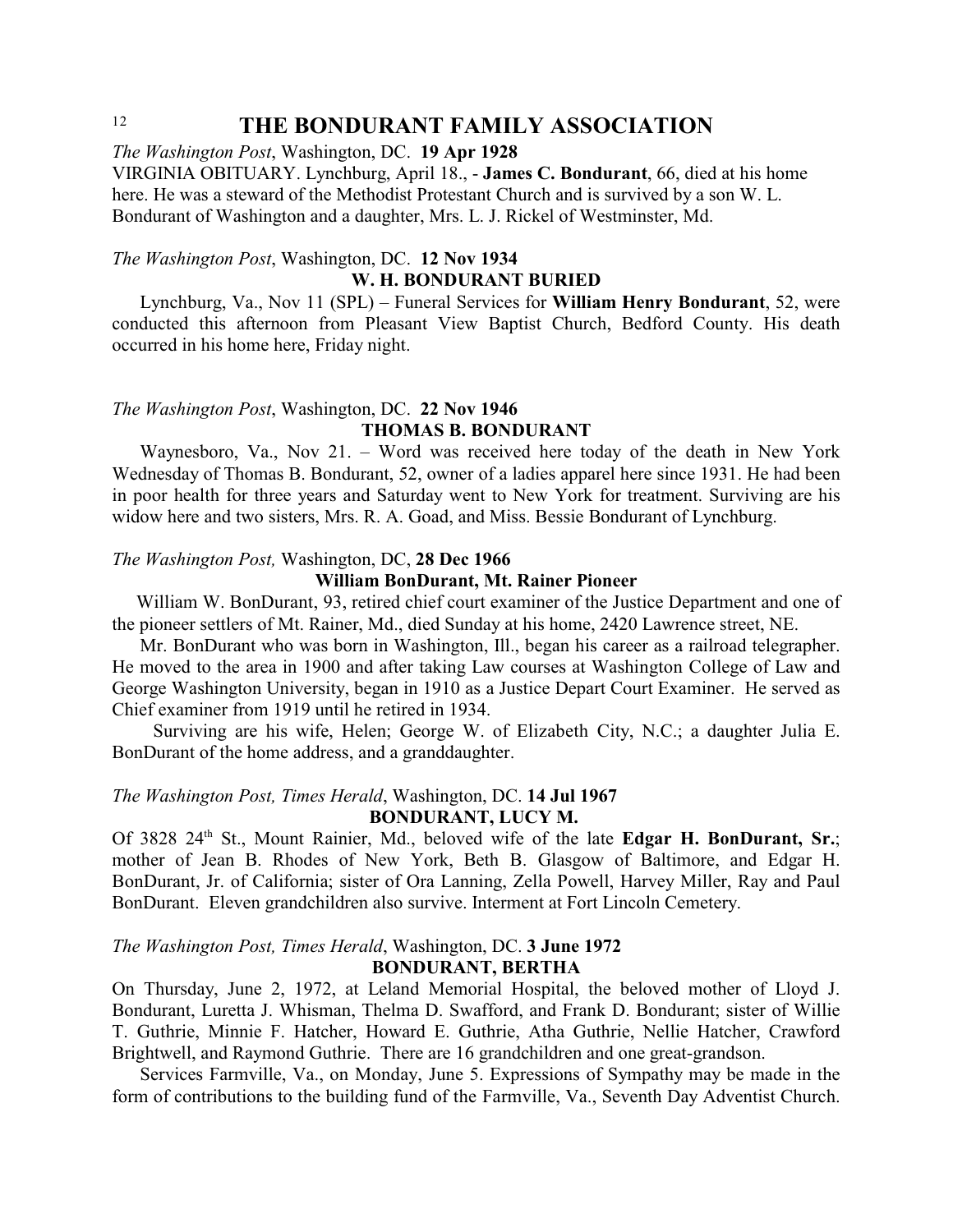# THE BONDURANT FAMILY ASSOCIATION

*The Washington Post*, Washington, DC. **19 Apr 1928**

VIRGINIA OBITUARY. Lynchburg, April 18., - **James C. Bondurant**, 66, died at his home here. He was a steward of the Methodist Protestant Church and is survived by a son W. L. Bondurant of Washington and a daughter, Mrs. L. J. Rickel of Westminster, Md.

*The Washington Post*, Washington, DC. **12 Nov 1934**

**W. H. BONDURANT BURIED**

Lynchburg, Va., Nov 11 (SPL) – Funeral Services for **William Henry Bondurant**, 52, were conducted this afternoon from Pleasant View Baptist Church, Bedford County. His death occurred in his home here, Friday night.

*The Washington Post*, Washington, DC. **22 Nov 1946**

**THOMAS B. BONDURANT**

Waynesboro, Va., Nov 21. – Word was received here today of the death in New York Wednesday of Thomas B. Bondurant, 52, owner of a ladies apparel here since 1931. He had been in poor health for three years and Saturday went to New York for treatment. Surviving are his widow here and two sisters, Mrs. R. A. Goad, and Miss. Bessie Bondurant of Lynchburg.

*The Washington Post,* Washington, DC, **28 Dec 1966**

**William BonDurant, Mt. Rainer Pioneer**

William W. BonDurant, 93, retired chief court examiner of the Justice Department and one of the pioneer settlers of Mt. Rainer, Md., died Sunday at his home, 2420 Lawrence street, NE.

Mr. BonDurant who was born in Washington, Ill., began his career as a railroad telegrapher. He moved to the area in 1900 and after taking Law courses at Washington College of Law and George Washington University, began in 1910 as a Justice Depart Court Examiner. He served as Chief examiner from 1919 until he retired in 1934.

Surviving are his wife, Helen; George W. of Elizabeth City, N.C.; a daughter Julia E. BonDurant of the home address, and a granddaughter.

*The Washington Post, Times Herald*, Washington, DC. **14 Jul 1967**

**BONDURANT, LUCY M.**

Of 3828 24th St., Mount Rainier, Md., beloved wife of the late **Edgar H. BonDurant, Sr.**; mother of Jean B. Rhodes of New York, Beth B. Glasgow of Baltimore, and Edgar H. BonDurant, Jr. of California; sister of Ora Lanning, Zella Powell, Harvey Miller, Ray and Paul BonDurant. Eleven grandchildren also survive. Interment at Fort Lincoln Cemetery.

*The Washington Post, Times Herald*, Washington, DC. **3 June 1972**

**BONDURANT, BERTHA**

On Thursday, June 2, 1972, at Leland Memorial Hospital, the beloved mother of Lloyd J. Bondurant, Luretta J. Whisman, Thelma D. Swafford, and Frank D. Bondurant; sister of Willie T. Guthrie, Minnie F. Hatcher, Howard E. Guthrie, Atha Guthrie, Nellie Hatcher, Crawford Brightwell, and Raymond Guthrie. There are 16 grandchildren and one great-grandson.

Services Farmville, Va., on Monday, June 5. Expressions of Sympathy may be made in the form of contributions to the building fund of the Farmville, Va., Seventh Day Adventist Church.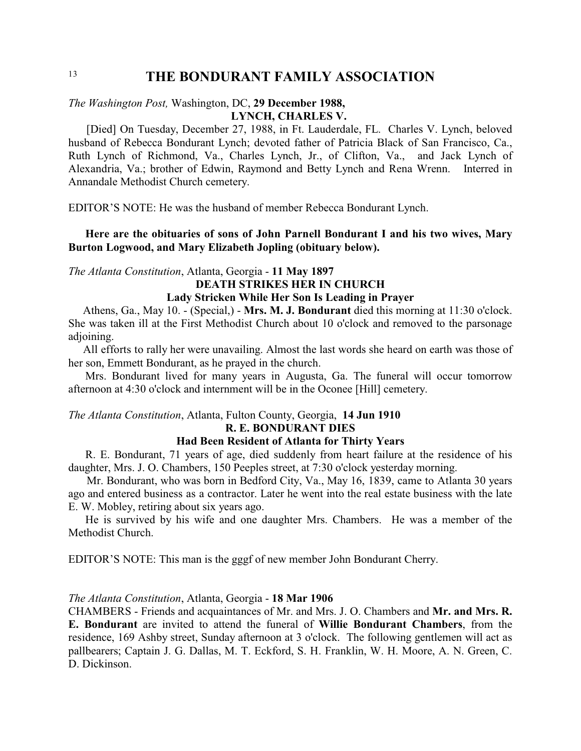# THE BONDURANT FAMILY ASSOCIATION

*The Washington Post,* Washington, DC, **29 December 1988,**

**LYNCH, CHARLES V.**

[Died] On Tuesday, December 27, 1988, in Ft. Lauderdale, FL. Charles V. Lynch, beloved husband of Rebecca Bondurant Lynch; devoted father of Patricia Black of San Francisco, Ca., Ruth Lynch of Richmond, Va., Charles Lynch, Jr., of Clifton, Va., and Jack Lynch of Alexandria, Va.; brother of Edwin, Raymond and Betty Lynch and Rena Wrenn. Interred in Annandale Methodist Church cemetery.

EDITOR'S NOTE: He was the husband of member Rebecca Bondurant Lynch.

**Here are the obituaries of sons of John Parnell Bondurant I and his two wives, Mary Burton Logwood, and Mary Elizabeth Jopling (obituary below).**

*The Atlanta Constitution*, Atlanta, Georgia - **11 May 1897**

**DEATH STRIKES HER IN CHURCH**

**Lady Stricken While Her Son Is Leading in Prayer**

Athens, Ga., May 10. - (Special,) - **Mrs. M. J. Bondurant** died this morning at 11:30 o'clock. She was taken ill at the First Methodist Church about 10 o'clock and removed to the parsonage adjoining.

All efforts to rally her were unavailing. Almost the last words she heard on earth was those of her son, Emmett Bondurant, as he prayed in the church.

Mrs. Bondurant lived for many years in Augusta, Ga. The funeral will occur tomorrow afternoon at 4:30 o'clock and internment will be in the Oconee [Hill] cemetery.

*The Atlanta Constitution*, Atlanta, Fulton County, Georgia, **14 Jun 1910**

**R. E. BONDURANT DIES**

**Had Been Resident of Atlanta for Thirty Years**

R. E. Bondurant, 71 years of age, died suddenly from heart failure at the residence of his daughter, Mrs. J. O. Chambers, 150 Peeples street, at 7:30 o'clock yesterday morning.

Mr. Bondurant, who was born in Bedford City, Va., May 16, 1839, came to Atlanta 30 years ago and entered business as a contractor. Later he went into the real estate business with the late E. W. Mobley, retiring about six years ago.

He is survived by his wife and one daughter Mrs. Chambers. He was a member of the Methodist Church.

EDITOR'S NOTE: This man is the gggf of new member John Bondurant Cherry.

*The Atlanta Constitution*, Atlanta, Georgia - **18 Mar 1906**

CHAMBERS - Friends and acquaintances of Mr. and Mrs. J. O. Chambers and **Mr. and Mrs. R. E. Bondurant** are invited to attend the funeral of **Willie Bondurant Chambers**, from the residence, 169 Ashby street, Sunday afternoon at 3 o'clock. The following gentlemen will act as pallbearers; Captain J. G. Dallas, M. T. Eckford, S. H. Franklin, W. H. Moore, A. N. Green, C. D. Dickinson.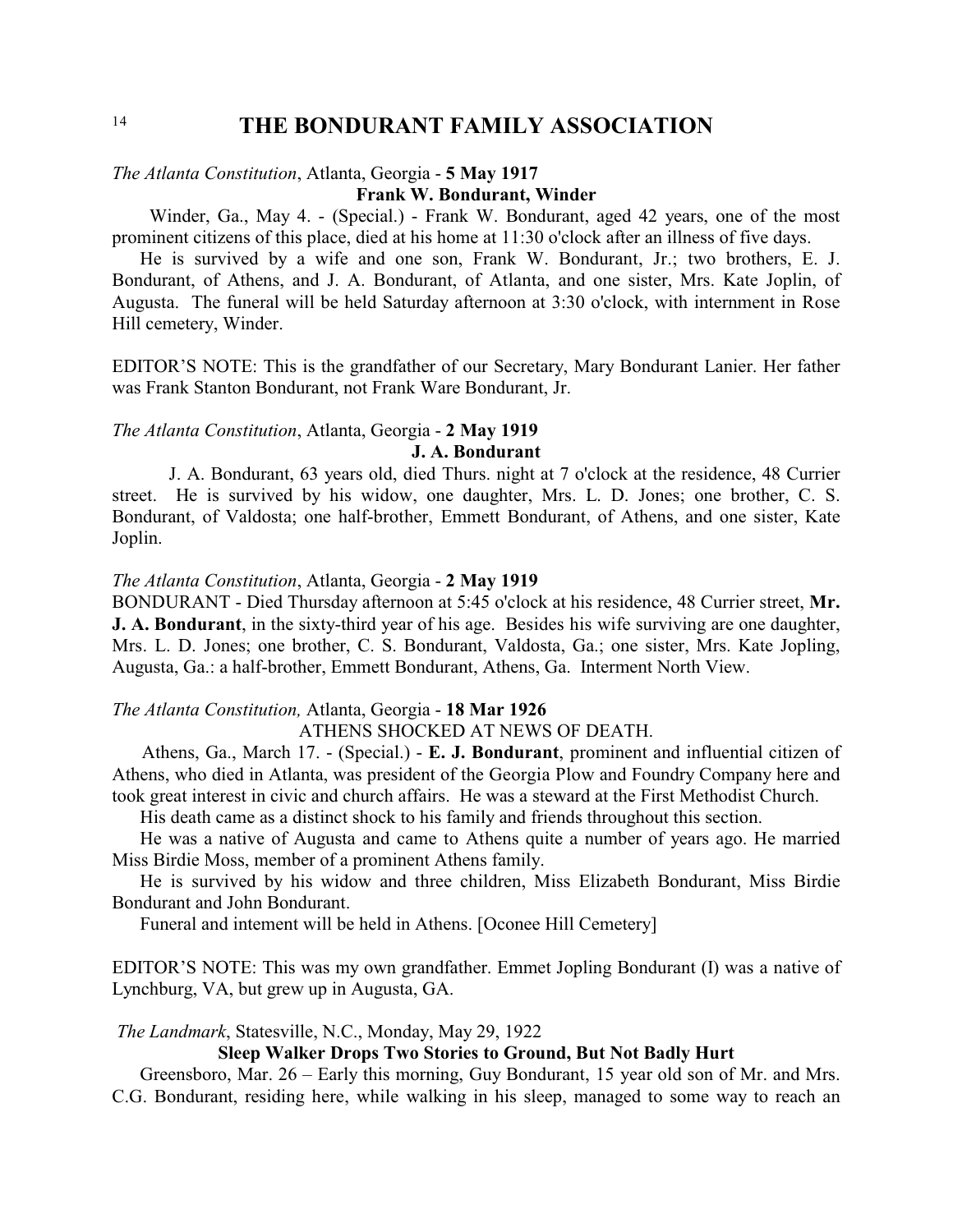*The Atlanta Constitution*, Atlanta, Georgia - **5 May 1917**

**Frank W. Bondurant, Winder**

Winder, Ga., May 4. - (Special.) - Frank W. Bondurant, aged 42 years, one of the most prominent citizens of this place, died at his home at 11:30 o'clock after an illness of five days.

He is survived by a wife and one son, Frank W. Bondurant, Jr.; two brothers, E. J. Bondurant, of Athens, and J. A. Bondurant, of Atlanta, and one sister, Mrs. Kate Joplin, of Augusta. The funeral will be held Saturday afternoon at 3:30 o'clock, with internment in Rose Hill cemetery, Winder.

EDITOR'S NOTE: This is the grandfather of our Secretary, Mary Bondurant Lanier. Her father was Frank Stanton Bondurant, not Frank Ware Bondurant, Jr.

*The Atlanta Constitution*, Atlanta, Georgia - **2 May 1919**

**J. A. Bondurant**

J. A. Bondurant, 63 years old, died Thurs. night at 7 o'clock at the residence, 48 Currier street. He is survived by his widow, one daughter, Mrs. L. D. Jones; one brother, C. S. Bondurant, of Valdosta; one half-brother, Emmett Bondurant, of Athens, and one sister, Kate Joplin.

*The Atlanta Constitution*, Atlanta, Georgia - **2 May 1919**

BONDURANT - Died Thursday afternoon at 5:45 o'clock at his residence, 48 Currier street, **Mr. J. A. Bondurant**, in the sixty-third year of his age. Besides his wife surviving are one daughter, Mrs. L. D. Jones; one brother, C. S. Bondurant, Valdosta, Ga.; one sister, Mrs. Kate Jopling, Augusta, Ga.: a half-brother, Emmett Bondurant, Athens, Ga. Interment North View.

*The Atlanta Constitution,* Atlanta, Georgia - **18 Mar 1926**

ATHENS SHOCKED AT NEWS OF DEATH.

Athens, Ga., March 17. - (Special.) - **E. J. Bondurant**, prominent and influential citizen of Athens, who died in Atlanta, was president of the Georgia Plow and Foundry Company here and took great interest in civic and church affairs. He was a steward at the First Methodist Church.

His death came as a distinct shock to his family and friends throughout this section.

He was a native of Augusta and came to Athens quite a number of years ago. He married Miss Birdie Moss, member of a prominent Athens family.

He is survived by his widow and three children, Miss Elizabeth Bondurant, Miss Birdie Bondurant and John Bondurant.

Funeral and intement will be held in Athens. [Oconee Hill Cemetery]

EDITOR'S NOTE: This was my own grandfather. Emmet Jopling Bondurant (I) was a native of Lynchburg, VA, but grew up in Augusta, GA.

*The Landmark*, Statesville, N.C., Monday, May 29, 1922

**Sleep Walker Drops Two Stories to Ground, But Not Badly Hurt**

Greensboro, Mar. 26 – Early this morning, Guy Bondurant, 15 year old son of Mr. and Mrs. C.G. Bondurant, residing here, while walking in his sleep, managed to some way to reach an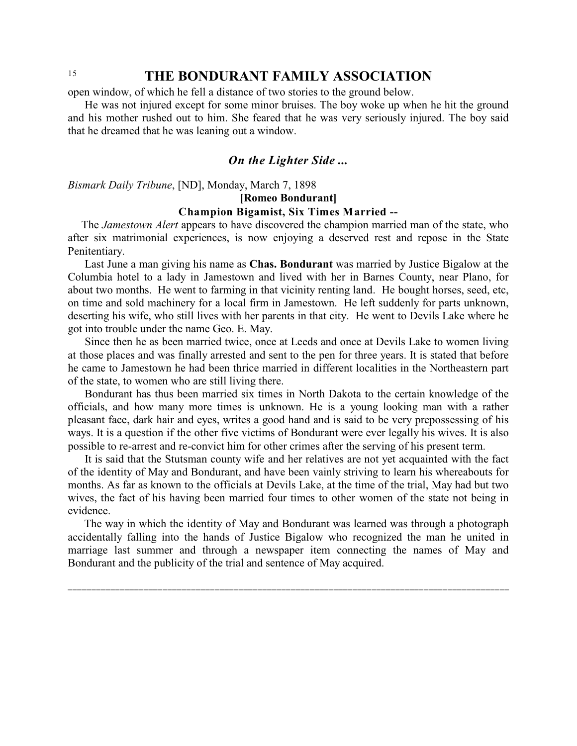open window, of which he fell a distance of two stories to the ground below.

He was not injured except for some minor bruises. The boy woke up when he hit the ground and his mother rushed out to him. She feared that he was very seriously injured. The boy said that he dreamed that he was leaning out a window.

## *On the Lighter Side ...*

*Bismark Daily Tribune*, [ND], Monday, March 7, 1898

**[Romeo Bondurant]**

**Champion Bigamist, Six Times Married --**

The *Jamestown Alert* appears to have discovered the champion married man of the state, who after six matrimonial experiences, is now enjoying a deserved rest and repose in the State Penitentiary.

Last June a man giving his name as **Chas. Bondurant** was married by Justice Bigalow at the Columbia hotel to a lady in Jamestown and lived with her in Barnes County, near Plano, for about two months. He went to farming in that vicinity renting land. He bought horses, seed, etc, on time and sold machinery for a local firm in Jamestown. He left suddenly for parts unknown, deserting his wife, who still lives with her parents in that city. He went to Devils Lake where he got into trouble under the name Geo. E. May.

Since then he as been married twice, once at Leeds and once at Devils Lake to women living at those places and was finally arrested and sent to the pen for three years. It is stated that before he came to Jamestown he had been thrice married in different localities in the Northeastern part of the state, to women who are still living there.

Bondurant has thus been married six times in North Dakota to the certain knowledge of the officials, and how many more times is unknown. He is a young looking man with a rather pleasant face, dark hair and eyes, writes a good hand and is said to be very prepossessing of his ways. It is a question if the other five victims of Bondurant were ever legally his wives. It is also possible to re-arrest and re-convict him for other crimes after the serving of his present term.

It is said that the Stutsman county wife and her relatives are not yet acquainted with the fact of the identity of May and Bondurant, and have been vainly striving to learn his whereabouts for months. As far as known to the officials at Devils Lake, at the time of the trial, May had but two wives, the fact of his having been married four times to other women of the state not being in evidence.

The way in which the identity of May and Bondurant was learned was through a photograph accidentally falling into the hands of Justice Bigalow who recognized the man he united in marriage last summer and through a newspaper item connecting the names of May and Bondurant and the publicity of the trial and sentence of May acquired.

---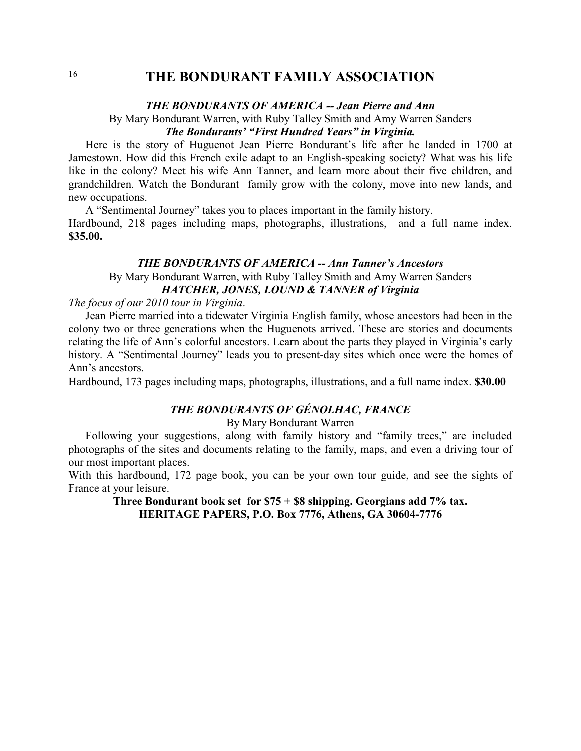# THE BONDURANT FAMILY ASSOCIATION

### *THE BONDURANTS OF AMERICA -- Jean Pierre and Ann*

By Mary Bondurant Warren, with Ruby Talley Smith and Amy Warren Sanders

***The Bondurants' "First Hundred Years" in Virginia.***

Here is the story of Huguenot Jean Pierre Bondurant's life after he landed in 1700 at Jamestown. How did this French exile adapt to an English-speaking society? What was his life like in the colony? Meet his wife Ann Tanner, and learn more about their five children, and grandchildren. Watch the Bondurant family grow with the colony, move into new lands, and new occupations.

A "Sentimental Journey" takes you to places important in the family history.

Hardbound, 218 pages including maps, photographs, illustrations, and a full name index. **$35.00.**

### *THE BONDURANTS OF AMERICA -- Ann Tanner's Ancestors*

By Mary Bondurant Warren, with Ruby Talley Smith and Amy Warren Sanders

***HATCHER, JONES, LOUND & TANNER of Virginia***

*The focus of our 2010 tour in Virginia*.

Jean Pierre married into a tidewater Virginia English family, whose ancestors had been in the colony two or three generations when the Huguenots arrived. These are stories and documents relating the life of Ann's colorful ancestors. Learn about the parts they played in Virginia's early history. A "Sentimental Journey" leads you to present-day sites which once were the homes of Ann's ancestors.

Hardbound, 173 pages including maps, photographs, illustrations, and a full name index. **$30.00**

### *THE BONDURANTS OF GÉNOLHAC, FRANCE*

By Mary Bondurant Warren

Following your suggestions, along with family history and "family trees," are included photographs of the sites and documents relating to the family, maps, and even a driving tour of our most important places.

With this hardbound, 172 page book, you can be your own tour guide, and see the sights of France at your leisure.

**Three Bondurant book set for $75 + $8 shipping. Georgians add 7% tax.**
**HERITAGE PAPERS, P.O. Box 7776, Athens, GA 30604-7776**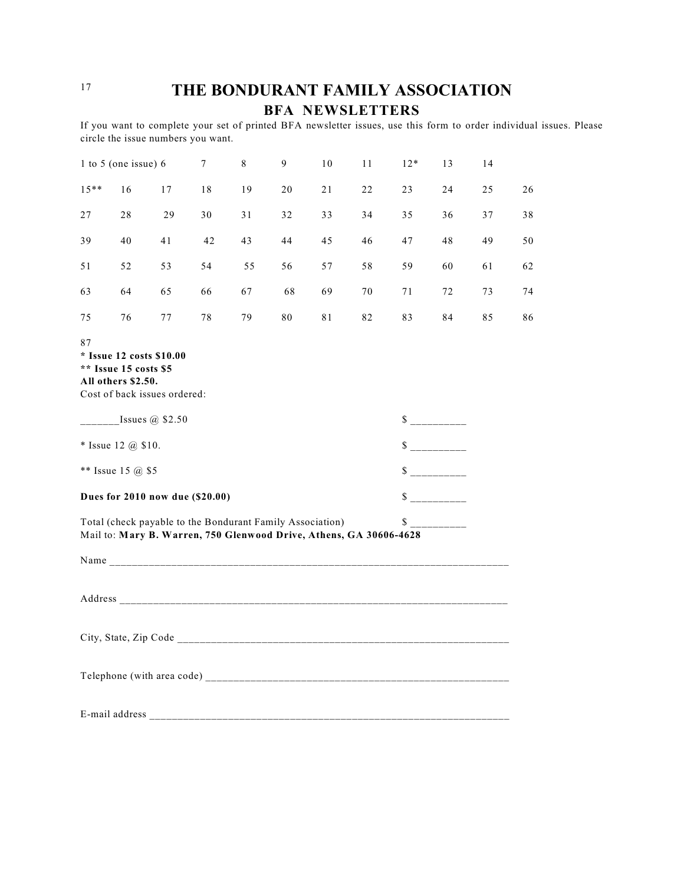#### THE BONDURANT FAMILY ASSOCIATION

## BFA NEWSLETTERS

If you want to complete your set of printed BFA newsletter issues, use this form to order individual issues. Please circle the issue numbers you want.

| | | | | | | | | | | | |
|---|---|---|---|---|---|---|---|---|---|---|---|
| 1 to 5 (one issue) | 6 | 7 | 8 | 9 | 10 | 11 | 12* | 13 | 14 | | |
| 15** | 16 | 17 | 18 | 19 | 20 | 21 | 22 | 23 | 24 | 25 | 26 |
| 27 | 28 | 29 | 30 | 31 | 32 | 33 | 34 | 35 | 36 | 37 | 38 |
| 39 | 40 | 41 | 42 | 43 | 44 | 45 | 46 | 47 | 48 | 49 | 50 |
| 51 | 52 | 53 | 54 | 55 | 56 | 57 | 58 | 59 | 60 | 61 | 62 |
| 63 | 64 | 65 | 66 | 67 | 68 | 69 | 70 | 71 | 72 | 73 | 74 |
| 75 | 76 | 77 | 78 | 79 | 80 | 81 | 82 | 83 | 84 | 85 | 86 |
| 87 | | | | | | | | | | | |

**\* Issue 12 costs $10.00**
**\*\* Issue 15 costs $5**
**All others $2.50.**
Cost of back issues ordered:

_______Issues @ $2.50 $ __________

* Issue 12 @ $10. $ __________

** Issue 15 @ $5 $ __________

**Dues for 2010 now due ($20.00)** $ __________

Total (check payable to the Bondurant Family Association) $ __________
Mail to: **Mary B. Warren, 750 Glenwood Drive, Athens, GA 30606-4628**

Name ________________________________________________________________________

Address ______________________________________________________________________

City, State, Zip Code ___________________________________________________________

Telephone (with area code) ______________________________________________________

E-mail address ________________________________________________________________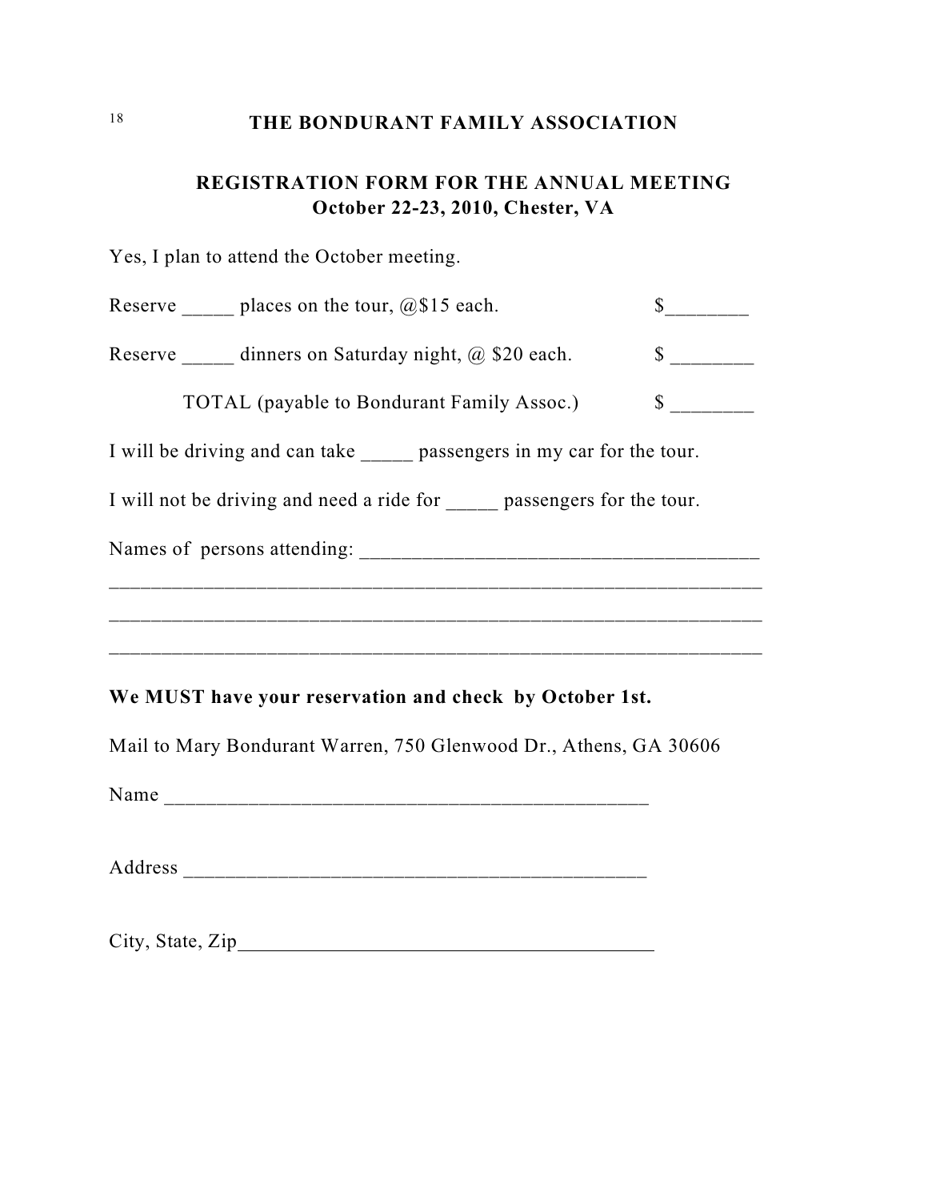## THE BONDURANT FAMILY ASSOCIATION

### REGISTRATION FORM FOR THE ANNUAL MEETING
### October 22-23, 2010, Chester, VA

Yes, I plan to attend the October meeting.

Reserve _____ places on the tour, @$15 each. $________

Reserve _____ dinners on Saturday night, @ $20 each. $ ________

TOTAL (payable to Bondurant Family Assoc.) $ ________

I will be driving and can take _____ passengers in my car for the tour.

I will not be driving and need a ride for _____ passengers for the tour.

Names of persons attending: ______________________________________

_______________________________________________________________

_______________________________________________________________

_______________________________________________________________

**We MUST have your reservation and check by October 1st.**

Mail to Mary Bondurant Warren, 750 Glenwood Dr., Athens, GA 30606

Name ______________________________________________

Address ____________________________________________

City, State, Zip________________________________________